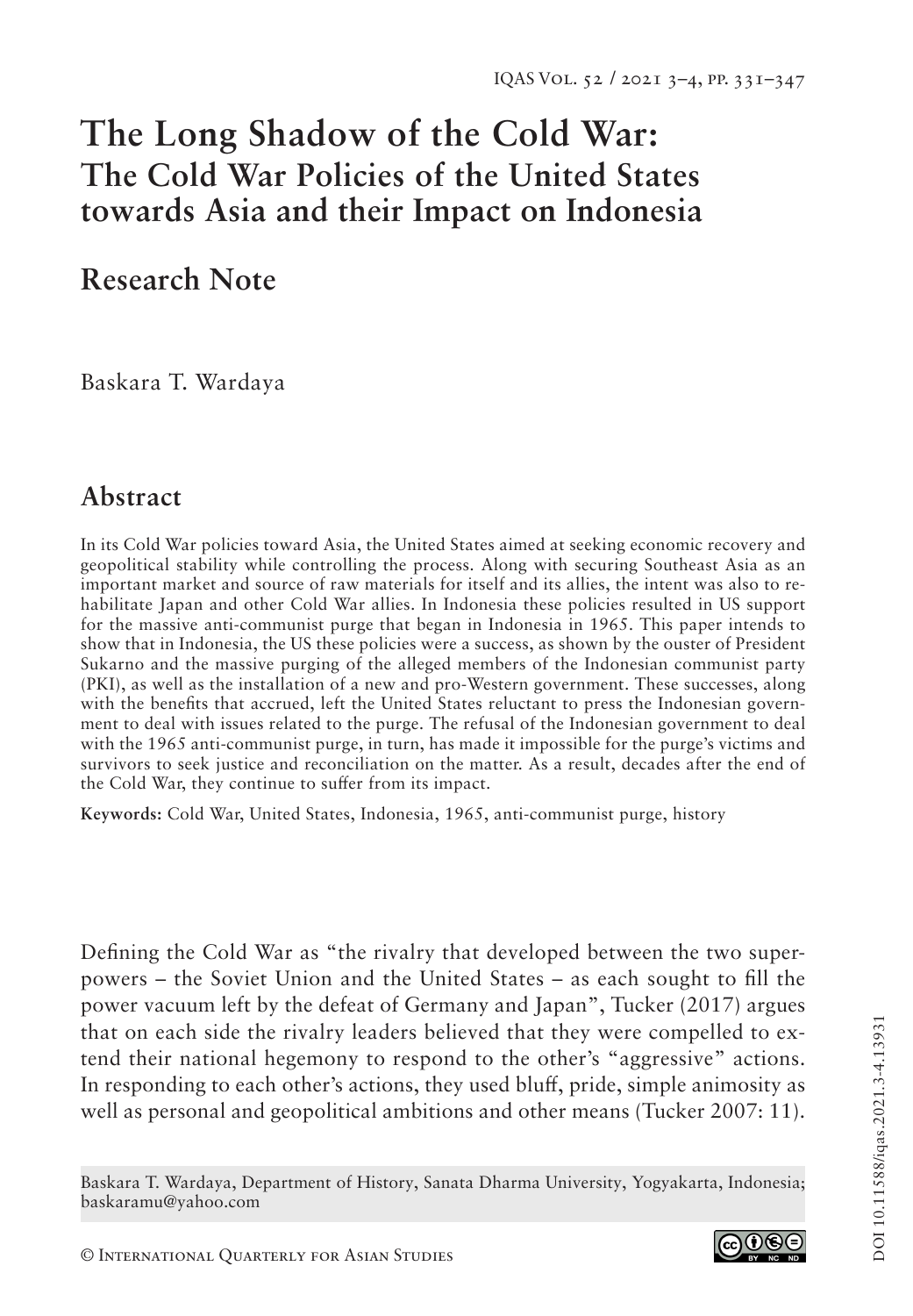# The Long Shadow of the Cold War:
## The Cold War Policies of the United States towards Asia and their Impact on Indonesia

## Research Note

Baskara T. Wardaya

## Abstract

In its Cold War policies toward Asia, the United States aimed at seeking economic recovery and geopolitical stability while controlling the process. Along with securing Southeast Asia as an important market and source of raw materials for itself and its allies, the intent was also to rehabilitate Japan and other Cold War allies. In Indonesia these policies resulted in US support for the massive anti-communist purge that began in Indonesia in 1965. This paper intends to show that in Indonesia, the US these policies were a success, as shown by the ouster of President Sukarno and the massive purging of the alleged members of the Indonesian communist party (PKI), as well as the installation of a new and pro-Western government. These successes, along with the benefits that accrued, left the United States reluctant to press the Indonesian government to deal with issues related to the purge. The refusal of the Indonesian government to deal with the 1965 anti-communist purge, in turn, has made it impossible for the purge's victims and survivors to seek justice and reconciliation on the matter. As a result, decades after the end of the Cold War, they continue to suffer from its impact.

**Keywords:** Cold War, United States, Indonesia, 1965, anti-communist purge, history

Defining the Cold War as "the rivalry that developed between the two superpowers – the Soviet Union and the United States – as each sought to fill the power vacuum left by the defeat of Germany and Japan", Tucker (2017) argues that on each side the rivalry leaders believed that they were compelled to extend their national hegemony to respond to the other's "aggressive" actions. In responding to each other's actions, they used bluff, pride, simple animosity as well as personal and geopolitical ambitions and other means (Tucker 2007: 11).

Baskara T. Wardaya, Department of History, Sanata Dharma University, Yogyakarta, Indonesia; baskaramu@yahoo.com

© International Quarterly for Asian Studies

DOI 10.11588/iqas.2021.3-4.13931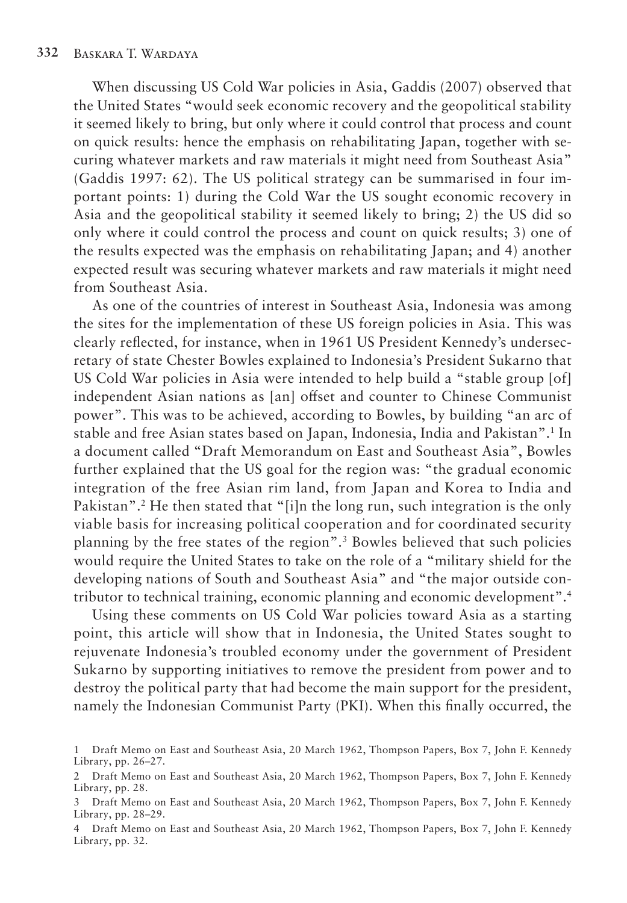When discussing US Cold War policies in Asia, Gaddis (2007) observed that the United States "would seek economic recovery and the geopolitical stability it seemed likely to bring, but only where it could control that process and count on quick results: hence the emphasis on rehabilitating Japan, together with securing whatever markets and raw materials it might need from Southeast Asia" (Gaddis 1997: 62). The US political strategy can be summarised in four important points: 1) during the Cold War the US sought economic recovery in Asia and the geopolitical stability it seemed likely to bring; 2) the US did so only where it could control the process and count on quick results; 3) one of the results expected was the emphasis on rehabilitating Japan; and 4) another expected result was securing whatever markets and raw materials it might need from Southeast Asia.

As one of the countries of interest in Southeast Asia, Indonesia was among the sites for the implementation of these US foreign policies in Asia. This was clearly reflected, for instance, when in 1961 US President Kennedy's undersecretary of state Chester Bowles explained to Indonesia's President Sukarno that US Cold War policies in Asia were intended to help build a "stable group [of] independent Asian nations as [an] offset and counter to Chinese Communist power". This was to be achieved, according to Bowles, by building "an arc of stable and free Asian states based on Japan, Indonesia, India and Pakistan".[1] In a document called "Draft Memorandum on East and Southeast Asia", Bowles further explained that the US goal for the region was: "the gradual economic integration of the free Asian rim land, from Japan and Korea to India and Pakistan".[2] He then stated that "[i]n the long run, such integration is the only viable basis for increasing political cooperation and for coordinated security planning by the free states of the region".[3] Bowles believed that such policies would require the United States to take on the role of a "military shield for the developing nations of South and Southeast Asia" and "the major outside contributor to technical training, economic planning and economic development".[4]

Using these comments on US Cold War policies toward Asia as a starting point, this article will show that in Indonesia, the United States sought to rejuvenate Indonesia's troubled economy under the government of President Sukarno by supporting initiatives to remove the president from power and to destroy the political party that had become the main support for the president, namely the Indonesian Communist Party (PKI). When this finally occurred, the

1 Draft Memo on East and Southeast Asia, 20 March 1962, Thompson Papers, Box 7, John F. Kennedy Library, pp. 26–27.

2 Draft Memo on East and Southeast Asia, 20 March 1962, Thompson Papers, Box 7, John F. Kennedy Library, pp. 28.

3 Draft Memo on East and Southeast Asia, 20 March 1962, Thompson Papers, Box 7, John F. Kennedy Library, pp. 28–29.

4 Draft Memo on East and Southeast Asia, 20 March 1962, Thompson Papers, Box 7, John F. Kennedy Library, pp. 32.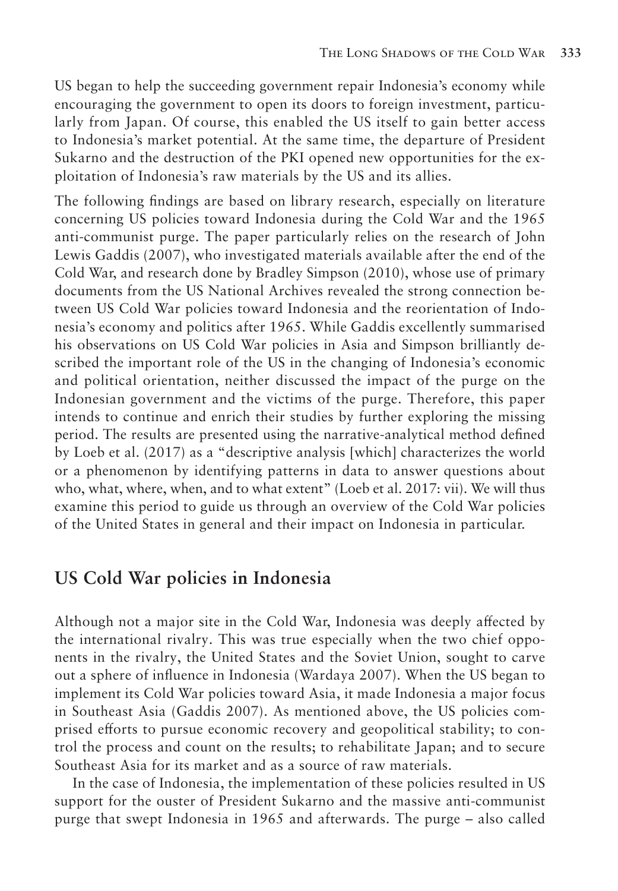US began to help the succeeding government repair Indonesia's economy while encouraging the government to open its doors to foreign investment, particularly from Japan. Of course, this enabled the US itself to gain better access to Indonesia's market potential. At the same time, the departure of President Sukarno and the destruction of the PKI opened new opportunities for the exploitation of Indonesia's raw materials by the US and its allies.

The following findings are based on library research, especially on literature concerning US policies toward Indonesia during the Cold War and the 1965 anti-communist purge. The paper particularly relies on the research of John Lewis Gaddis (2007), who investigated materials available after the end of the Cold War, and research done by Bradley Simpson (2010), whose use of primary documents from the US National Archives revealed the strong connection between US Cold War policies toward Indonesia and the reorientation of Indonesia's economy and politics after 1965. While Gaddis excellently summarised his observations on US Cold War policies in Asia and Simpson brilliantly described the important role of the US in the changing of Indonesia's economic and political orientation, neither discussed the impact of the purge on the Indonesian government and the victims of the purge. Therefore, this paper intends to continue and enrich their studies by further exploring the missing period. The results are presented using the narrative-analytical method defined by Loeb et al. (2017) as a "descriptive analysis [which] characterizes the world or a phenomenon by identifying patterns in data to answer questions about who, what, where, when, and to what extent" (Loeb et al. 2017: vii). We will thus examine this period to guide us through an overview of the Cold War policies of the United States in general and their impact on Indonesia in particular.

## US Cold War policies in Indonesia

Although not a major site in the Cold War, Indonesia was deeply affected by the international rivalry. This was true especially when the two chief opponents in the rivalry, the United States and the Soviet Union, sought to carve out a sphere of influence in Indonesia (Wardaya 2007). When the US began to implement its Cold War policies toward Asia, it made Indonesia a major focus in Southeast Asia (Gaddis 2007). As mentioned above, the US policies comprised efforts to pursue economic recovery and geopolitical stability; to control the process and count on the results; to rehabilitate Japan; and to secure Southeast Asia for its market and as a source of raw materials.

In the case of Indonesia, the implementation of these policies resulted in US support for the ouster of President Sukarno and the massive anti-communist purge that swept Indonesia in 1965 and afterwards. The purge – also called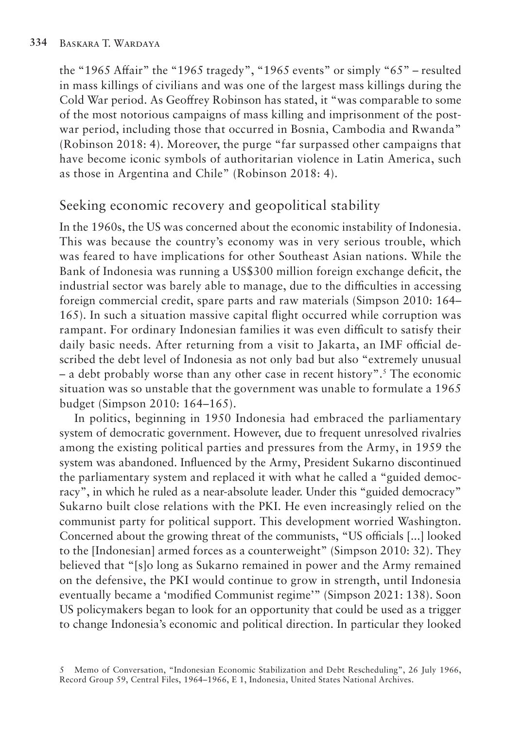the "1965 Affair" the "1965 tragedy", "1965 events" or simply "65" – resulted in mass killings of civilians and was one of the largest mass killings during the Cold War period. As Geoffrey Robinson has stated, it "was comparable to some of the most notorious campaigns of mass killing and imprisonment of the postwar period, including those that occurred in Bosnia, Cambodia and Rwanda" (Robinson 2018: 4). Moreover, the purge "far surpassed other campaigns that have become iconic symbols of authoritarian violence in Latin America, such as those in Argentina and Chile" (Robinson 2018: 4).

## Seeking economic recovery and geopolitical stability

In the 1960s, the US was concerned about the economic instability of Indonesia. This was because the country's economy was in very serious trouble, which was feared to have implications for other Southeast Asian nations. While the Bank of Indonesia was running a US$300 million foreign exchange deficit, the industrial sector was barely able to manage, due to the difficulties in accessing foreign commercial credit, spare parts and raw materials (Simpson 2010: 164–165). In such a situation massive capital flight occurred while corruption was rampant. For ordinary Indonesian families it was even difficult to satisfy their daily basic needs. After returning from a visit to Jakarta, an IMF official described the debt level of Indonesia as not only bad but also "extremely unusual – a debt probably worse than any other case in recent history".[5] The economic situation was so unstable that the government was unable to formulate a 1965 budget (Simpson 2010: 164–165).

In politics, beginning in 1950 Indonesia had embraced the parliamentary system of democratic government. However, due to frequent unresolved rivalries among the existing political parties and pressures from the Army, in 1959 the system was abandoned. Influenced by the Army, President Sukarno discontinued the parliamentary system and replaced it with what he called a "guided democracy", in which he ruled as a near-absolute leader. Under this "guided democracy" Sukarno built close relations with the PKI. He even increasingly relied on the communist party for political support. This development worried Washington. Concerned about the growing threat of the communists, "US officials [...] looked to the [Indonesian] armed forces as a counterweight" (Simpson 2010: 32). They believed that "[s]o long as Sukarno remained in power and the Army remained on the defensive, the PKI would continue to grow in strength, until Indonesia eventually became a 'modified Communist regime'" (Simpson 2021: 138). Soon US policymakers began to look for an opportunity that could be used as a trigger to change Indonesia's economic and political direction. In particular they looked

5 Memo of Conversation, "Indonesian Economic Stabilization and Debt Rescheduling", 26 July 1966, Record Group 59, Central Files, 1964–1966, E 1, Indonesia, United States National Archives.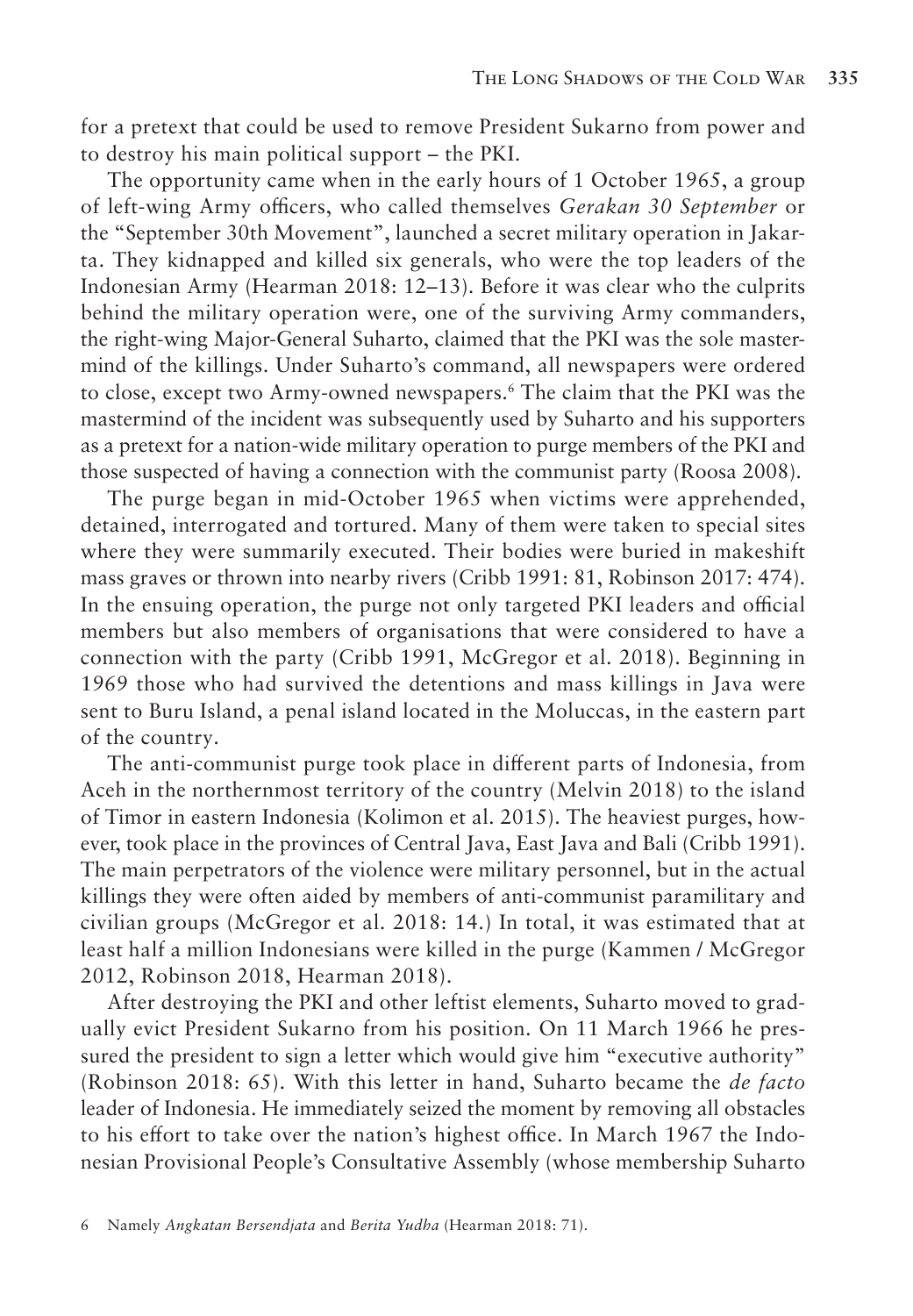for a pretext that could be used to remove President Sukarno from power and to destroy his main political support – the PKI.

The opportunity came when in the early hours of 1 October 1965, a group of left-wing Army officers, who called themselves *Gerakan 30 September* or the "September 30th Movement", launched a secret military operation in Jakarta. They kidnapped and killed six generals, who were the top leaders of the Indonesian Army (Hearman 2018: 12–13). Before it was clear who the culprits behind the military operation were, one of the surviving Army commanders, the right-wing Major-General Suharto, claimed that the PKI was the sole mastermind of the killings. Under Suharto's command, all newspapers were ordered to close, except two Army-owned newspapers.[6] The claim that the PKI was the mastermind of the incident was subsequently used by Suharto and his supporters as a pretext for a nation-wide military operation to purge members of the PKI and those suspected of having a connection with the communist party (Roosa 2008).

The purge began in mid-October 1965 when victims were apprehended, detained, interrogated and tortured. Many of them were taken to special sites where they were summarily executed. Their bodies were buried in makeshift mass graves or thrown into nearby rivers (Cribb 1991: 81, Robinson 2017: 474). In the ensuing operation, the purge not only targeted PKI leaders and official members but also members of organisations that were considered to have a connection with the party (Cribb 1991, McGregor et al. 2018). Beginning in 1969 those who had survived the detentions and mass killings in Java were sent to Buru Island, a penal island located in the Moluccas, in the eastern part of the country.

The anti-communist purge took place in different parts of Indonesia, from Aceh in the northernmost territory of the country (Melvin 2018) to the island of Timor in eastern Indonesia (Kolimon et al. 2015). The heaviest purges, however, took place in the provinces of Central Java, East Java and Bali (Cribb 1991). The main perpetrators of the violence were military personnel, but in the actual killings they were often aided by members of anti-communist paramilitary and civilian groups (McGregor et al. 2018: 14.) In total, it was estimated that at least half a million Indonesians were killed in the purge (Kammen / McGregor 2012, Robinson 2018, Hearman 2018).

After destroying the PKI and other leftist elements, Suharto moved to gradually evict President Sukarno from his position. On 11 March 1966 he pressured the president to sign a letter which would give him "executive authority" (Robinson 2018: 65). With this letter in hand, Suharto became the *de facto* leader of Indonesia. He immediately seized the moment by removing all obstacles to his effort to take over the nation's highest office. In March 1967 the Indonesian Provisional People's Consultative Assembly (whose membership Suharto

6 Namely *Angkatan Bersendjata* and *Berita Yudha* (Hearman 2018: 71).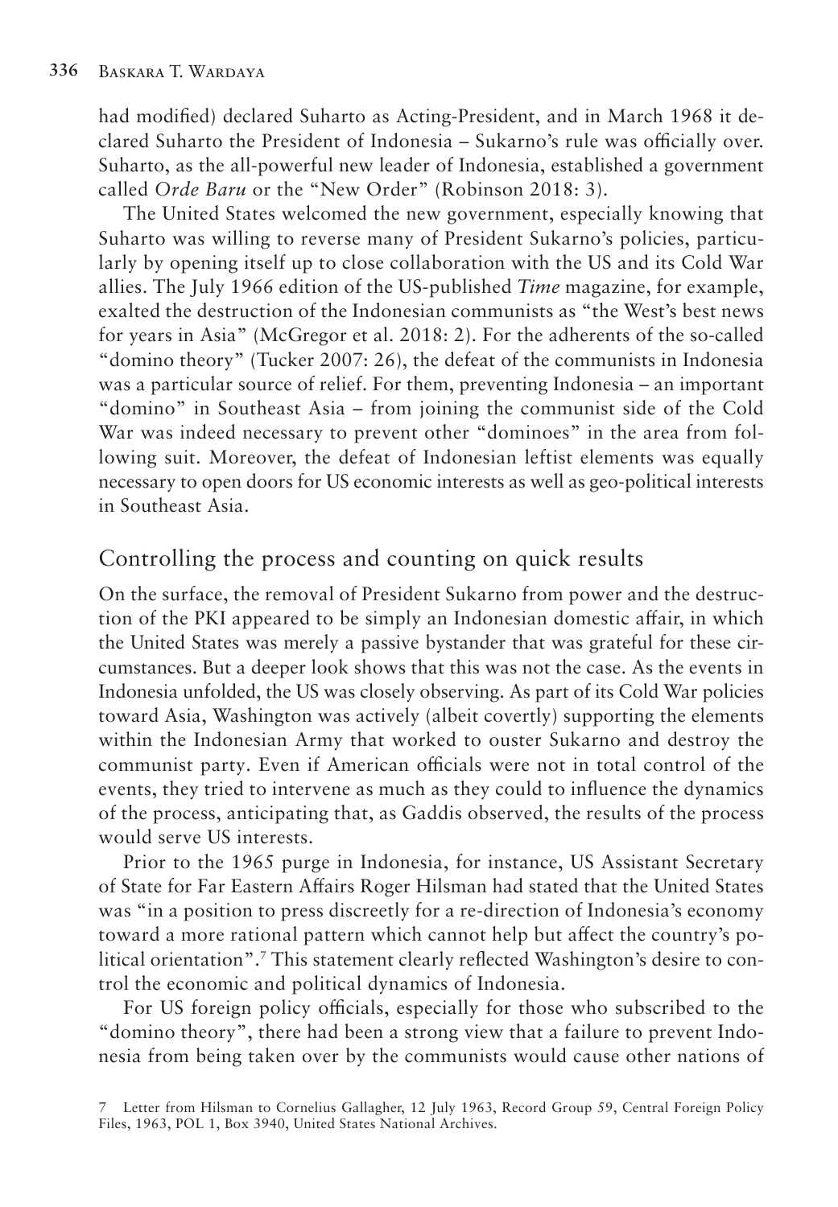had modified) declared Suharto as Acting-President, and in March 1968 it declared Suharto the President of Indonesia – Sukarno's rule was officially over. Suharto, as the all-powerful new leader of Indonesia, established a government called *Orde Baru* or the "New Order" (Robinson 2018: 3).

The United States welcomed the new government, especially knowing that Suharto was willing to reverse many of President Sukarno's policies, particularly by opening itself up to close collaboration with the US and its Cold War allies. The July 1966 edition of the US-published *Time* magazine, for example, exalted the destruction of the Indonesian communists as "the West's best news for years in Asia" (McGregor et al. 2018: 2). For the adherents of the so-called "domino theory" (Tucker 2007: 26), the defeat of the communists in Indonesia was a particular source of relief. For them, preventing Indonesia – an important "domino" in Southeast Asia – from joining the communist side of the Cold War was indeed necessary to prevent other "dominoes" in the area from following suit. Moreover, the defeat of Indonesian leftist elements was equally necessary to open doors for US economic interests as well as geo-political interests in Southeast Asia.

## Controlling the process and counting on quick results

On the surface, the removal of President Sukarno from power and the destruction of the PKI appeared to be simply an Indonesian domestic affair, in which the United States was merely a passive bystander that was grateful for these circumstances. But a deeper look shows that this was not the case. As the events in Indonesia unfolded, the US was closely observing. As part of its Cold War policies toward Asia, Washington was actively (albeit covertly) supporting the elements within the Indonesian Army that worked to ouster Sukarno and destroy the communist party. Even if American officials were not in total control of the events, they tried to intervene as much as they could to influence the dynamics of the process, anticipating that, as Gaddis observed, the results of the process would serve US interests.

Prior to the 1965 purge in Indonesia, for instance, US Assistant Secretary of State for Far Eastern Affairs Roger Hilsman had stated that the United States was "in a position to press discreetly for a re-direction of Indonesia's economy toward a more rational pattern which cannot help but affect the country's political orientation".[7] This statement clearly reflected Washington's desire to control the economic and political dynamics of Indonesia.

For US foreign policy officials, especially for those who subscribed to the "domino theory", there had been a strong view that a failure to prevent Indonesia from being taken over by the communists would cause other nations of

7 Letter from Hilsman to Cornelius Gallagher, 12 July 1963, Record Group 59, Central Foreign Policy Files, 1963, POL 1, Box 3940, United States National Archives.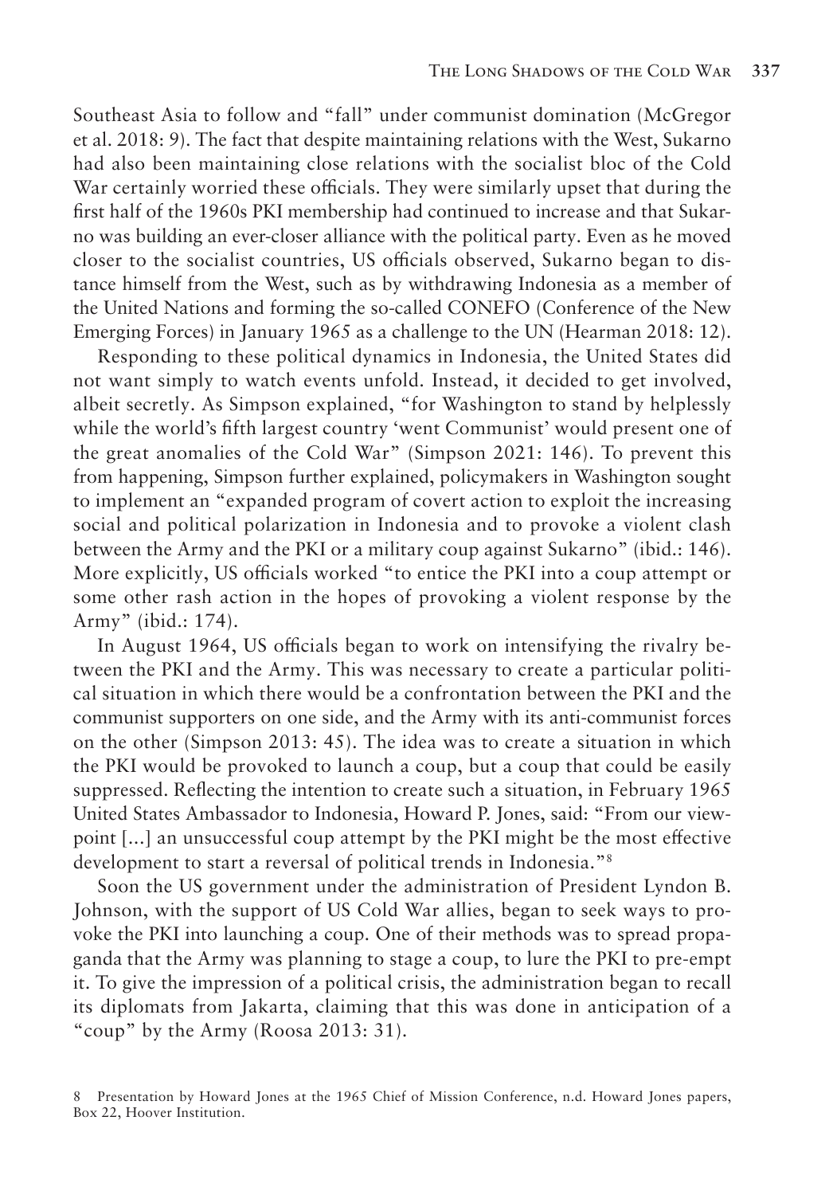Southeast Asia to follow and "fall" under communist domination (McGregor et al. 2018: 9). The fact that despite maintaining relations with the West, Sukarno had also been maintaining close relations with the socialist bloc of the Cold War certainly worried these officials. They were similarly upset that during the first half of the 1960s PKI membership had continued to increase and that Sukarno was building an ever-closer alliance with the political party. Even as he moved closer to the socialist countries, US officials observed, Sukarno began to distance himself from the West, such as by withdrawing Indonesia as a member of the United Nations and forming the so-called CONEFO (Conference of the New Emerging Forces) in January 1965 as a challenge to the UN (Hearman 2018: 12).

Responding to these political dynamics in Indonesia, the United States did not want simply to watch events unfold. Instead, it decided to get involved, albeit secretly. As Simpson explained, "for Washington to stand by helplessly while the world's fifth largest country 'went Communist' would present one of the great anomalies of the Cold War" (Simpson 2021: 146). To prevent this from happening, Simpson further explained, policymakers in Washington sought to implement an "expanded program of covert action to exploit the increasing social and political polarization in Indonesia and to provoke a violent clash between the Army and the PKI or a military coup against Sukarno" (ibid.: 146). More explicitly, US officials worked "to entice the PKI into a coup attempt or some other rash action in the hopes of provoking a violent response by the Army" (ibid.: 174).

In August 1964, US officials began to work on intensifying the rivalry between the PKI and the Army. This was necessary to create a particular political situation in which there would be a confrontation between the PKI and the communist supporters on one side, and the Army with its anti-communist forces on the other (Simpson 2013: 45). The idea was to create a situation in which the PKI would be provoked to launch a coup, but a coup that could be easily suppressed. Reflecting the intention to create such a situation, in February 1965 United States Ambassador to Indonesia, Howard P. Jones, said: "From our viewpoint [...] an unsuccessful coup attempt by the PKI might be the most effective development to start a reversal of political trends in Indonesia."[8]

Soon the US government under the administration of President Lyndon B. Johnson, with the support of US Cold War allies, began to seek ways to provoke the PKI into launching a coup. One of their methods was to spread propaganda that the Army was planning to stage a coup, to lure the PKI to pre-empt it. To give the impression of a political crisis, the administration began to recall its diplomats from Jakarta, claiming that this was done in anticipation of a "coup" by the Army (Roosa 2013: 31).

8 Presentation by Howard Jones at the 1965 Chief of Mission Conference, n.d. Howard Jones papers, Box 22, Hoover Institution.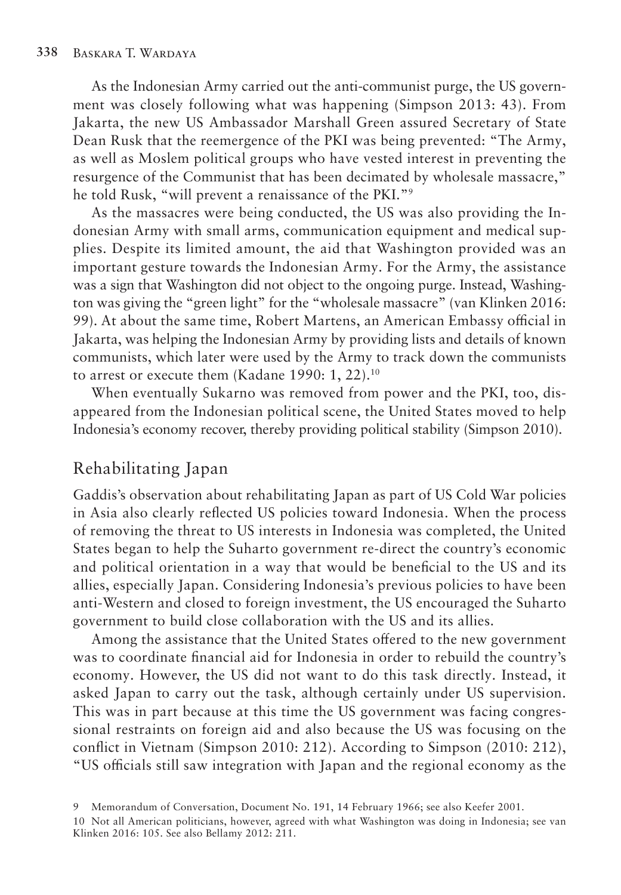As the Indonesian Army carried out the anti-communist purge, the US government was closely following what was happening (Simpson 2013: 43). From Jakarta, the new US Ambassador Marshall Green assured Secretary of State Dean Rusk that the reemergence of the PKI was being prevented: "The Army, as well as Moslem political groups who have vested interest in preventing the resurgence of the Communist that has been decimated by wholesale massacre," he told Rusk, "will prevent a renaissance of the PKI."[9]

As the massacres were being conducted, the US was also providing the Indonesian Army with small arms, communication equipment and medical supplies. Despite its limited amount, the aid that Washington provided was an important gesture towards the Indonesian Army. For the Army, the assistance was a sign that Washington did not object to the ongoing purge. Instead, Washington was giving the "green light" for the "wholesale massacre" (van Klinken 2016: 99). At about the same time, Robert Martens, an American Embassy official in Jakarta, was helping the Indonesian Army by providing lists and details of known communists, which later were used by the Army to track down the communists to arrest or execute them (Kadane 1990: 1, 22).[10]

When eventually Sukarno was removed from power and the PKI, too, disappeared from the Indonesian political scene, the United States moved to help Indonesia's economy recover, thereby providing political stability (Simpson 2010).

## Rehabilitating Japan

Gaddis's observation about rehabilitating Japan as part of US Cold War policies in Asia also clearly reflected US policies toward Indonesia. When the process of removing the threat to US interests in Indonesia was completed, the United States began to help the Suharto government re-direct the country's economic and political orientation in a way that would be beneficial to the US and its allies, especially Japan. Considering Indonesia's previous policies to have been anti-Western and closed to foreign investment, the US encouraged the Suharto government to build close collaboration with the US and its allies.

Among the assistance that the United States offered to the new government was to coordinate financial aid for Indonesia in order to rebuild the country's economy. However, the US did not want to do this task directly. Instead, it asked Japan to carry out the task, although certainly under US supervision. This was in part because at this time the US government was facing congressional restraints on foreign aid and also because the US was focusing on the conflict in Vietnam (Simpson 2010: 212). According to Simpson (2010: 212), "US officials still saw integration with Japan and the regional economy as the

9 Memorandum of Conversation, Document No. 191, 14 February 1966; see also Keefer 2001.

10 Not all American politicians, however, agreed with what Washington was doing in Indonesia; see van Klinken 2016: 105. See also Bellamy 2012: 211.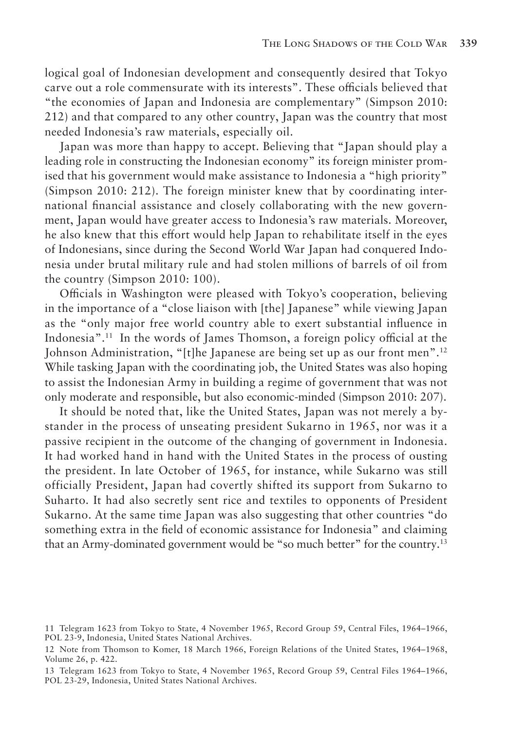logical goal of Indonesian development and consequently desired that Tokyo carve out a role commensurate with its interests". These officials believed that "the economies of Japan and Indonesia are complementary" (Simpson 2010: 212) and that compared to any other country, Japan was the country that most needed Indonesia's raw materials, especially oil.

Japan was more than happy to accept. Believing that "Japan should play a leading role in constructing the Indonesian economy" its foreign minister promised that his government would make assistance to Indonesia a "high priority" (Simpson 2010: 212). The foreign minister knew that by coordinating international financial assistance and closely collaborating with the new government, Japan would have greater access to Indonesia's raw materials. Moreover, he also knew that this effort would help Japan to rehabilitate itself in the eyes of Indonesians, since during the Second World War Japan had conquered Indonesia under brutal military rule and had stolen millions of barrels of oil from the country (Simpson 2010: 100).

Officials in Washington were pleased with Tokyo's cooperation, believing in the importance of a "close liaison with [the] Japanese" while viewing Japan as the "only major free world country able to exert substantial influence in Indonesia".[11] In the words of James Thomson, a foreign policy official at the Johnson Administration, "[t]he Japanese are being set up as our front men".[12] While tasking Japan with the coordinating job, the United States was also hoping to assist the Indonesian Army in building a regime of government that was not only moderate and responsible, but also economic-minded (Simpson 2010: 207).

It should be noted that, like the United States, Japan was not merely a bystander in the process of unseating president Sukarno in 1965, nor was it a passive recipient in the outcome of the changing of government in Indonesia. It had worked hand in hand with the United States in the process of ousting the president. In late October of 1965, for instance, while Sukarno was still officially President, Japan had covertly shifted its support from Sukarno to Suharto. It had also secretly sent rice and textiles to opponents of President Sukarno. At the same time Japan was also suggesting that other countries "do something extra in the field of economic assistance for Indonesia" and claiming that an Army-dominated government would be "so much better" for the country.[13]

11 Telegram 1623 from Tokyo to State, 4 November 1965, Record Group 59, Central Files, 1964–1966, POL 23-9, Indonesia, United States National Archives.

12 Note from Thomson to Komer, 18 March 1966, Foreign Relations of the United States, 1964–1968, Volume 26, p. 422.

13 Telegram 1623 from Tokyo to State, 4 November 1965, Record Group 59, Central Files 1964–1966, POL 23-29, Indonesia, United States National Archives.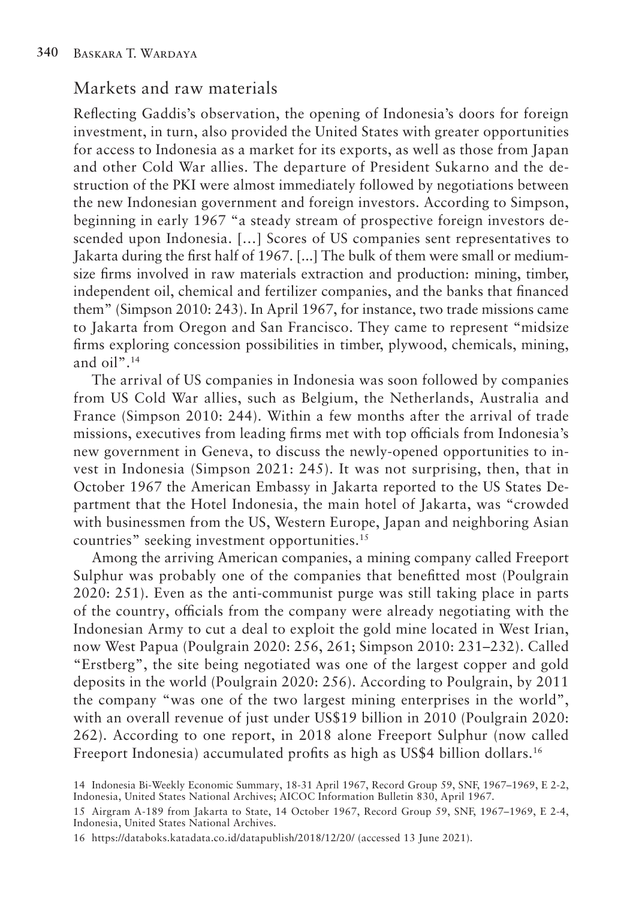## Markets and raw materials

Reflecting Gaddis's observation, the opening of Indonesia's doors for foreign investment, in turn, also provided the United States with greater opportunities for access to Indonesia as a market for its exports, as well as those from Japan and other Cold War allies. The departure of President Sukarno and the destruction of the PKI were almost immediately followed by negotiations between the new Indonesian government and foreign investors. According to Simpson, beginning in early 1967 "a steady stream of prospective foreign investors descended upon Indonesia. […] Scores of US companies sent representatives to Jakarta during the first half of 1967. [...] The bulk of them were small or medium-size firms involved in raw materials extraction and production: mining, timber, independent oil, chemical and fertilizer companies, and the banks that financed them" (Simpson 2010: 243). In April 1967, for instance, two trade missions came to Jakarta from Oregon and San Francisco. They came to represent "midsize firms exploring concession possibilities in timber, plywood, chemicals, mining, and oil".[14]

The arrival of US companies in Indonesia was soon followed by companies from US Cold War allies, such as Belgium, the Netherlands, Australia and France (Simpson 2010: 244). Within a few months after the arrival of trade missions, executives from leading firms met with top officials from Indonesia's new government in Geneva, to discuss the newly-opened opportunities to invest in Indonesia (Simpson 2021: 245). It was not surprising, then, that in October 1967 the American Embassy in Jakarta reported to the US States Department that the Hotel Indonesia, the main hotel of Jakarta, was "crowded with businessmen from the US, Western Europe, Japan and neighboring Asian countries" seeking investment opportunities.[15]

Among the arriving American companies, a mining company called Freeport Sulphur was probably one of the companies that benefitted most (Poulgrain 2020: 251). Even as the anti-communist purge was still taking place in parts of the country, officials from the company were already negotiating with the Indonesian Army to cut a deal to exploit the gold mine located in West Irian, now West Papua (Poulgrain 2020: 256, 261; Simpson 2010: 231–232). Called "Erstberg", the site being negotiated was one of the largest copper and gold deposits in the world (Poulgrain 2020: 256). According to Poulgrain, by 2011 the company "was one of the two largest mining enterprises in the world", with an overall revenue of just under US$19 billion in 2010 (Poulgrain 2020: 262). According to one report, in 2018 alone Freeport Sulphur (now called Freeport Indonesia) accumulated profits as high as US$4 billion dollars.[16]

14 Indonesia Bi-Weekly Economic Summary, 18-31 April 1967, Record Group 59, SNF, 1967–1969, E 2-2, Indonesia, United States National Archives; AICOC Information Bulletin 830, April 1967.

15 Airgram A-189 from Jakarta to State, 14 October 1967, Record Group 59, SNF, 1967–1969, E 2-4, Indonesia, United States National Archives.

16 https://databoks.katadata.co.id/datapublish/2018/12/20/ (accessed 13 June 2021).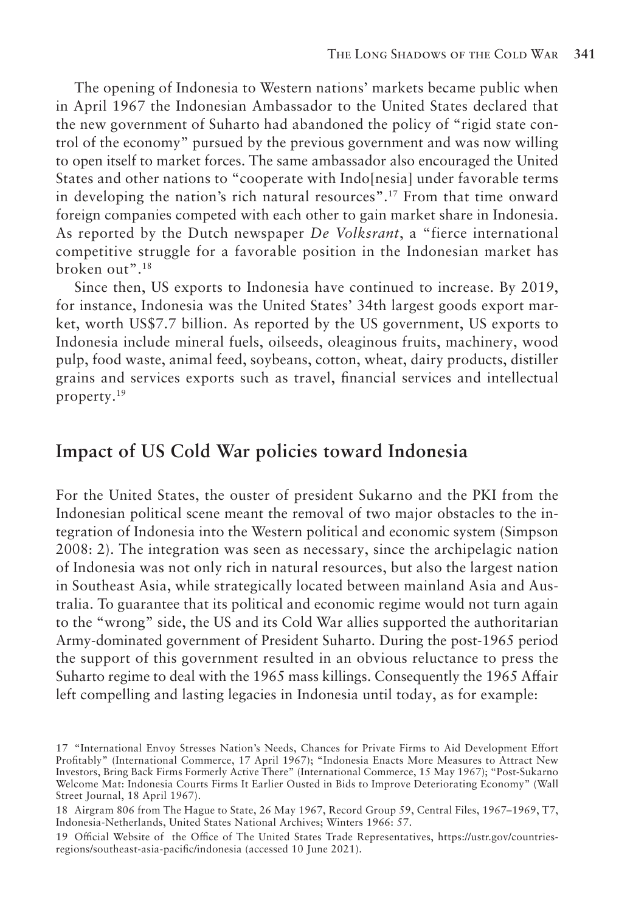The opening of Indonesia to Western nations' markets became public when in April 1967 the Indonesian Ambassador to the United States declared that the new government of Suharto had abandoned the policy of "rigid state control of the economy" pursued by the previous government and was now willing to open itself to market forces. The same ambassador also encouraged the United States and other nations to "cooperate with Indo[nesia] under favorable terms in developing the nation's rich natural resources".[17] From that time onward foreign companies competed with each other to gain market share in Indonesia. As reported by the Dutch newspaper *De Volksrant*, a "fierce international competitive struggle for a favorable position in the Indonesian market has broken out".[18]

Since then, US exports to Indonesia have continued to increase. By 2019, for instance, Indonesia was the United States' 34th largest goods export market, worth US$7.7 billion. As reported by the US government, US exports to Indonesia include mineral fuels, oilseeds, oleaginous fruits, machinery, wood pulp, food waste, animal feed, soybeans, cotton, wheat, dairy products, distiller grains and services exports such as travel, financial services and intellectual property.[19]

## Impact of US Cold War policies toward Indonesia

For the United States, the ouster of president Sukarno and the PKI from the Indonesian political scene meant the removal of two major obstacles to the integration of Indonesia into the Western political and economic system (Simpson 2008: 2). The integration was seen as necessary, since the archipelagic nation of Indonesia was not only rich in natural resources, but also the largest nation in Southeast Asia, while strategically located between mainland Asia and Australia. To guarantee that its political and economic regime would not turn again to the "wrong" side, the US and its Cold War allies supported the authoritarian Army-dominated government of President Suharto. During the post-1965 period the support of this government resulted in an obvious reluctance to press the Suharto regime to deal with the 1965 mass killings. Consequently the 1965 Affair left compelling and lasting legacies in Indonesia until today, as for example:

---

17 "International Envoy Stresses Nation's Needs, Chances for Private Firms to Aid Development Effort Profitably" (International Commerce, 17 April 1967); "Indonesia Enacts More Measures to Attract New Investors, Bring Back Firms Formerly Active There" (International Commerce, 15 May 1967); "Post-Sukarno Welcome Mat: Indonesia Courts Firms It Earlier Ousted in Bids to Improve Deteriorating Economy" (Wall Street Journal, 18 April 1967).

18 Airgram 806 from The Hague to State, 26 May 1967, Record Group 59, Central Files, 1967–1969, T7, Indonesia-Netherlands, United States National Archives; Winters 1966: 57.

19 Official Website of the Office of The United States Trade Representatives, https://ustr.gov/countries-regions/southeast-asia-pacific/indonesia (accessed 10 June 2021).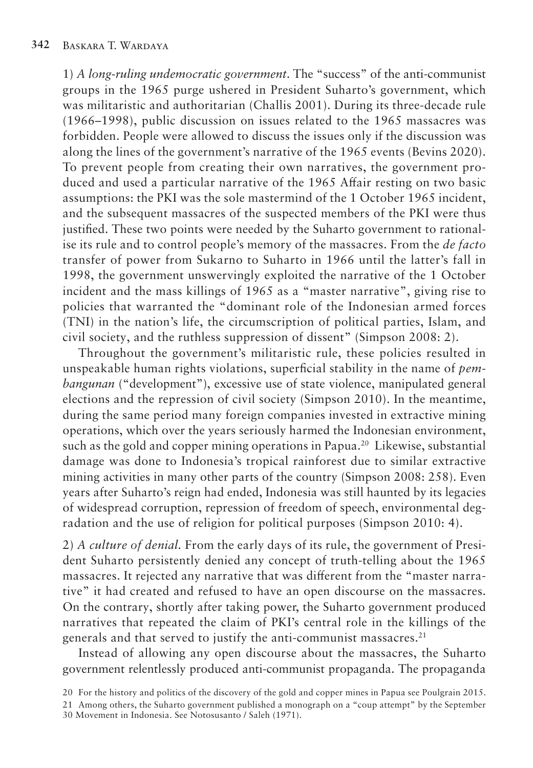1) *A long-ruling undemocratic government*. The "success" of the anti-communist groups in the 1965 purge ushered in President Suharto's government, which was militaristic and authoritarian (Challis 2001). During its three-decade rule (1966–1998), public discussion on issues related to the 1965 massacres was forbidden. People were allowed to discuss the issues only if the discussion was along the lines of the government's narrative of the 1965 events (Bevins 2020). To prevent people from creating their own narratives, the government produced and used a particular narrative of the 1965 Affair resting on two basic assumptions: the PKI was the sole mastermind of the 1 October 1965 incident, and the subsequent massacres of the suspected members of the PKI were thus justified. These two points were needed by the Suharto government to rationalise its rule and to control people's memory of the massacres. From the *de facto* transfer of power from Sukarno to Suharto in 1966 until the latter's fall in 1998, the government unswervingly exploited the narrative of the 1 October incident and the mass killings of 1965 as a "master narrative", giving rise to policies that warranted the "dominant role of the Indonesian armed forces (TNI) in the nation's life, the circumscription of political parties, Islam, and civil society, and the ruthless suppression of dissent" (Simpson 2008: 2).

Throughout the government's militaristic rule, these policies resulted in unspeakable human rights violations, superficial stability in the name of *pembangunan* ("development"), excessive use of state violence, manipulated general elections and the repression of civil society (Simpson 2010). In the meantime, during the same period many foreign companies invested in extractive mining operations, which over the years seriously harmed the Indonesian environment, such as the gold and copper mining operations in Papua.[20] Likewise, substantial damage was done to Indonesia's tropical rainforest due to similar extractive mining activities in many other parts of the country (Simpson 2008: 258). Even years after Suharto's reign had ended, Indonesia was still haunted by its legacies of widespread corruption, repression of freedom of speech, environmental degradation and the use of religion for political purposes (Simpson 2010: 4).

2) *A culture of denial.* From the early days of its rule, the government of President Suharto persistently denied any concept of truth-telling about the 1965 massacres. It rejected any narrative that was different from the "master narrative" it had created and refused to have an open discourse on the massacres. On the contrary, shortly after taking power, the Suharto government produced narratives that repeated the claim of PKI's central role in the killings of the generals and that served to justify the anti-communist massacres.[21]

Instead of allowing any open discourse about the massacres, the Suharto government relentlessly produced anti-communist propaganda. The propaganda

20 For the history and politics of the discovery of the gold and copper mines in Papua see Poulgrain 2015.

21 Among others, the Suharto government published a monograph on a "coup attempt" by the September 30 Movement in Indonesia. See Notosusanto / Saleh (1971).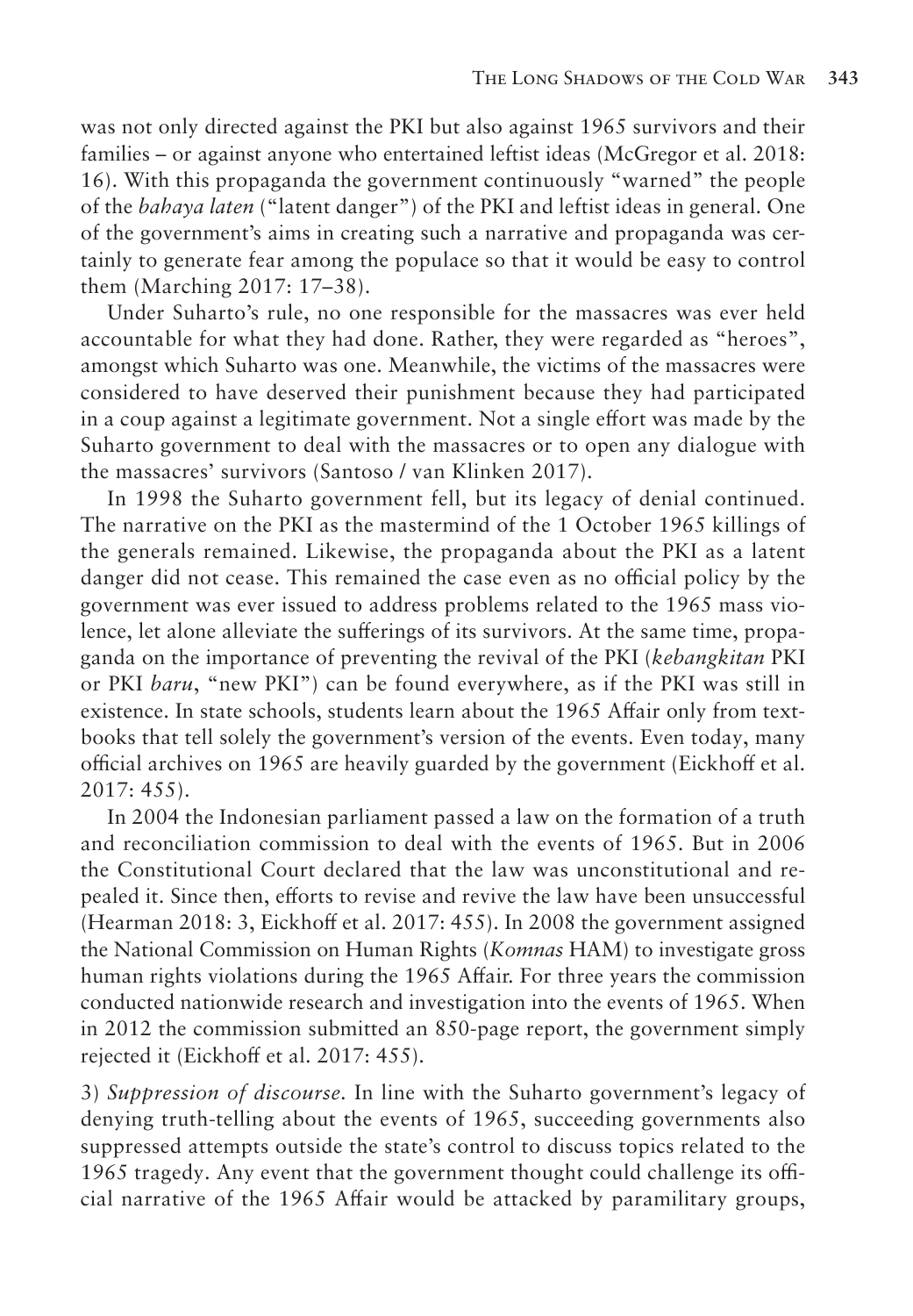was not only directed against the PKI but also against 1965 survivors and their families – or against anyone who entertained leftist ideas (McGregor et al. 2018: 16). With this propaganda the government continuously "warned" the people of the *bahaya laten* ("latent danger") of the PKI and leftist ideas in general. One of the government's aims in creating such a narrative and propaganda was certainly to generate fear among the populace so that it would be easy to control them (Marching 2017: 17–38).

Under Suharto's rule, no one responsible for the massacres was ever held accountable for what they had done. Rather, they were regarded as "heroes", amongst which Suharto was one. Meanwhile, the victims of the massacres were considered to have deserved their punishment because they had participated in a coup against a legitimate government. Not a single effort was made by the Suharto government to deal with the massacres or to open any dialogue with the massacres' survivors (Santoso / van Klinken 2017).

In 1998 the Suharto government fell, but its legacy of denial continued. The narrative on the PKI as the mastermind of the 1 October 1965 killings of the generals remained. Likewise, the propaganda about the PKI as a latent danger did not cease. This remained the case even as no official policy by the government was ever issued to address problems related to the 1965 mass violence, let alone alleviate the sufferings of its survivors. At the same time, propaganda on the importance of preventing the revival of the PKI (*kebangkitan* PKI or PKI *baru*, "new PKI") can be found everywhere, as if the PKI was still in existence. In state schools, students learn about the 1965 Affair only from textbooks that tell solely the government's version of the events. Even today, many official archives on 1965 are heavily guarded by the government (Eickhoff et al. 2017: 455).

In 2004 the Indonesian parliament passed a law on the formation of a truth and reconciliation commission to deal with the events of 1965. But in 2006 the Constitutional Court declared that the law was unconstitutional and repealed it. Since then, efforts to revise and revive the law have been unsuccessful (Hearman 2018: 3, Eickhoff et al. 2017: 455). In 2008 the government assigned the National Commission on Human Rights (*Komnas* HAM) to investigate gross human rights violations during the 1965 Affair. For three years the commission conducted nationwide research and investigation into the events of 1965. When in 2012 the commission submitted an 850-page report, the government simply rejected it (Eickhoff et al. 2017: 455).

3) *Suppression of discourse.* In line with the Suharto government's legacy of denying truth-telling about the events of 1965, succeeding governments also suppressed attempts outside the state's control to discuss topics related to the 1965 tragedy. Any event that the government thought could challenge its official narrative of the 1965 Affair would be attacked by paramilitary groups,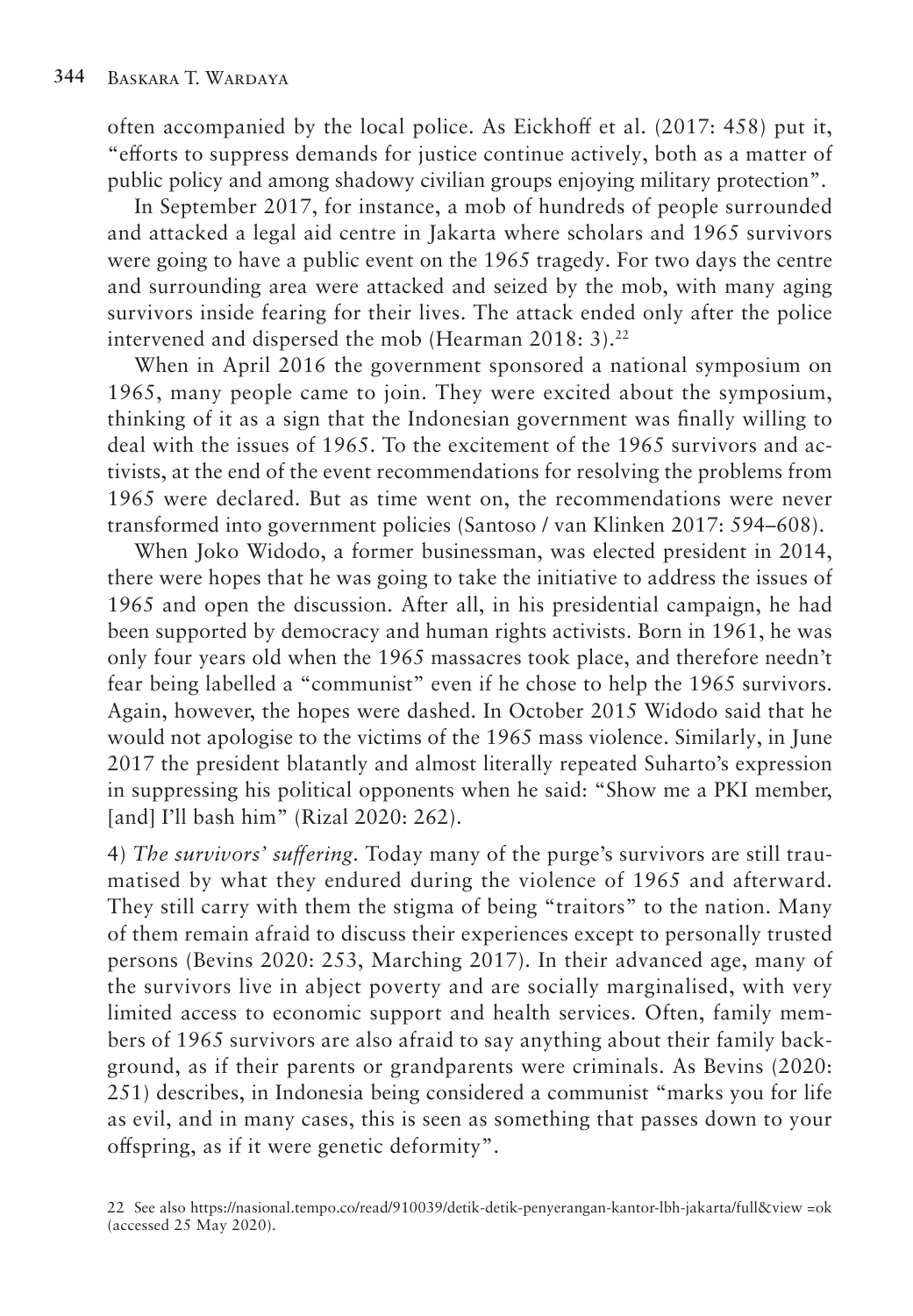often accompanied by the local police. As Eickhoff et al. (2017: 458) put it, "efforts to suppress demands for justice continue actively, both as a matter of public policy and among shadowy civilian groups enjoying military protection".

In September 2017, for instance, a mob of hundreds of people surrounded and attacked a legal aid centre in Jakarta where scholars and 1965 survivors were going to have a public event on the 1965 tragedy. For two days the centre and surrounding area were attacked and seized by the mob, with many aging survivors inside fearing for their lives. The attack ended only after the police intervened and dispersed the mob (Hearman 2018: 3).[22]

When in April 2016 the government sponsored a national symposium on 1965, many people came to join. They were excited about the symposium, thinking of it as a sign that the Indonesian government was finally willing to deal with the issues of 1965. To the excitement of the 1965 survivors and activists, at the end of the event recommendations for resolving the problems from 1965 were declared. But as time went on, the recommendations were never transformed into government policies (Santoso / van Klinken 2017: 594–608).

When Joko Widodo, a former businessman, was elected president in 2014, there were hopes that he was going to take the initiative to address the issues of 1965 and open the discussion. After all, in his presidential campaign, he had been supported by democracy and human rights activists. Born in 1961, he was only four years old when the 1965 massacres took place, and therefore needn't fear being labelled a "communist" even if he chose to help the 1965 survivors. Again, however, the hopes were dashed. In October 2015 Widodo said that he would not apologise to the victims of the 1965 mass violence. Similarly, in June 2017 the president blatantly and almost literally repeated Suharto's expression in suppressing his political opponents when he said: "Show me a PKI member, [and] I'll bash him" (Rizal 2020: 262).

4) *The survivors' suffering.* Today many of the purge's survivors are still traumatised by what they endured during the violence of 1965 and afterward. They still carry with them the stigma of being "traitors" to the nation. Many of them remain afraid to discuss their experiences except to personally trusted persons (Bevins 2020: 253, Marching 2017). In their advanced age, many of the survivors live in abject poverty and are socially marginalised, with very limited access to economic support and health services. Often, family members of 1965 survivors are also afraid to say anything about their family background, as if their parents or grandparents were criminals. As Bevins (2020: 251) describes, in Indonesia being considered a communist "marks you for life as evil, and in many cases, this is seen as something that passes down to your offspring, as if it were genetic deformity".

22 See also https://nasional.tempo.co/read/910039/detik-detik-penyerangan-kantor-lbh-jakarta/full&view =ok (accessed 25 May 2020).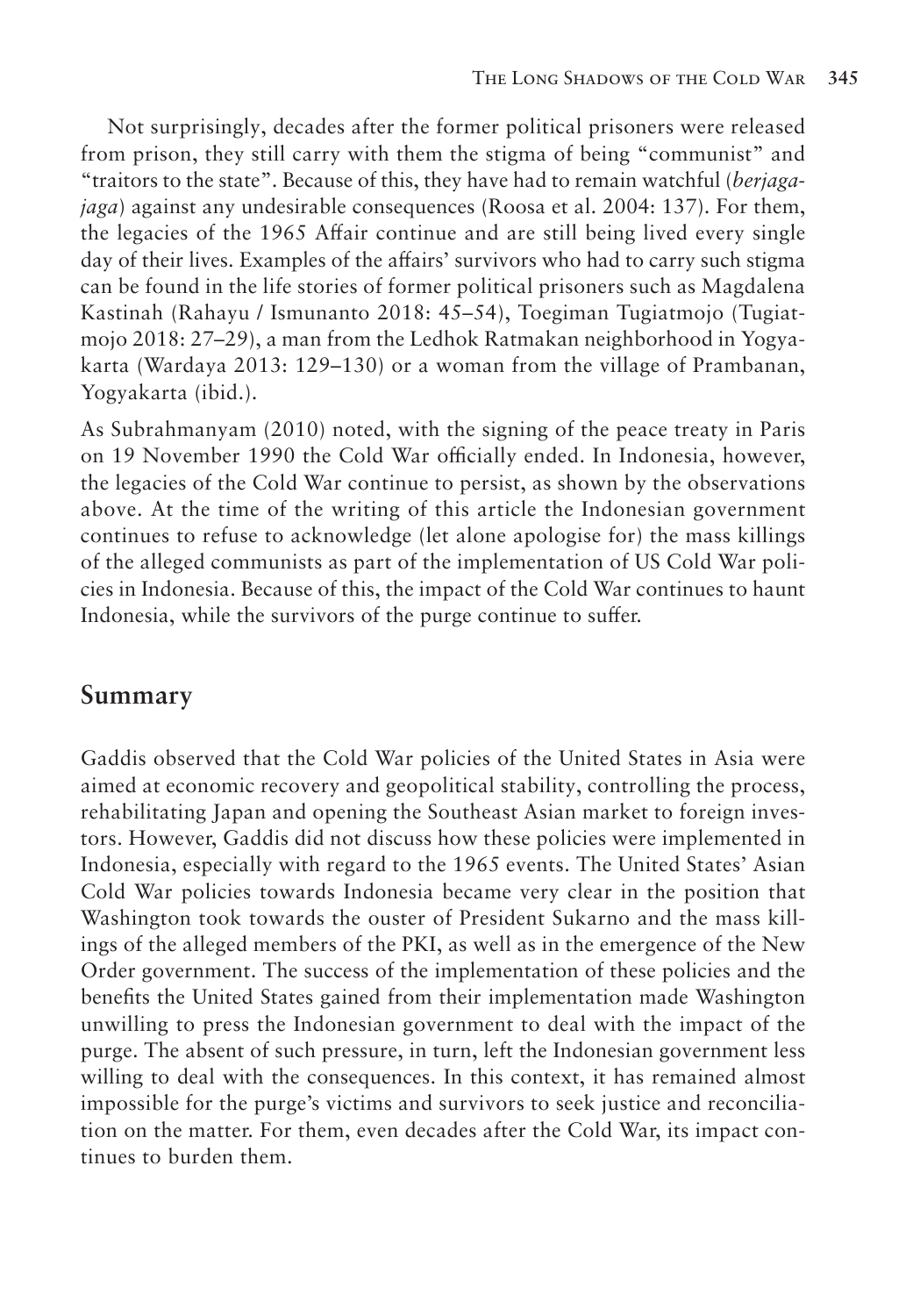Not surprisingly, decades after the former political prisoners were released from prison, they still carry with them the stigma of being "communist" and "traitors to the state". Because of this, they have had to remain watchful (*berjaga-jaga*) against any undesirable consequences (Roosa et al. 2004: 137). For them, the legacies of the 1965 Affair continue and are still being lived every single day of their lives. Examples of the affairs' survivors who had to carry such stigma can be found in the life stories of former political prisoners such as Magdalena Kastinah (Rahayu / Ismunanto 2018: 45–54), Toegiman Tugiatmojo (Tugiatmojo 2018: 27–29), a man from the Ledhok Ratmakan neighborhood in Yogyakarta (Wardaya 2013: 129–130) or a woman from the village of Prambanan, Yogyakarta (ibid.).

As Subrahmanyam (2010) noted, with the signing of the peace treaty in Paris on 19 November 1990 the Cold War officially ended. In Indonesia, however, the legacies of the Cold War continue to persist, as shown by the observations above. At the time of the writing of this article the Indonesian government continues to refuse to acknowledge (let alone apologise for) the mass killings of the alleged communists as part of the implementation of US Cold War policies in Indonesia. Because of this, the impact of the Cold War continues to haunt Indonesia, while the survivors of the purge continue to suffer.

## Summary

Gaddis observed that the Cold War policies of the United States in Asia were aimed at economic recovery and geopolitical stability, controlling the process, rehabilitating Japan and opening the Southeast Asian market to foreign investors. However, Gaddis did not discuss how these policies were implemented in Indonesia, especially with regard to the 1965 events. The United States' Asian Cold War policies towards Indonesia became very clear in the position that Washington took towards the ouster of President Sukarno and the mass killings of the alleged members of the PKI, as well as in the emergence of the New Order government. The success of the implementation of these policies and the benefits the United States gained from their implementation made Washington unwilling to press the Indonesian government to deal with the impact of the purge. The absent of such pressure, in turn, left the Indonesian government less willing to deal with the consequences. In this context, it has remained almost impossible for the purge's victims and survivors to seek justice and reconciliation on the matter. For them, even decades after the Cold War, its impact continues to burden them.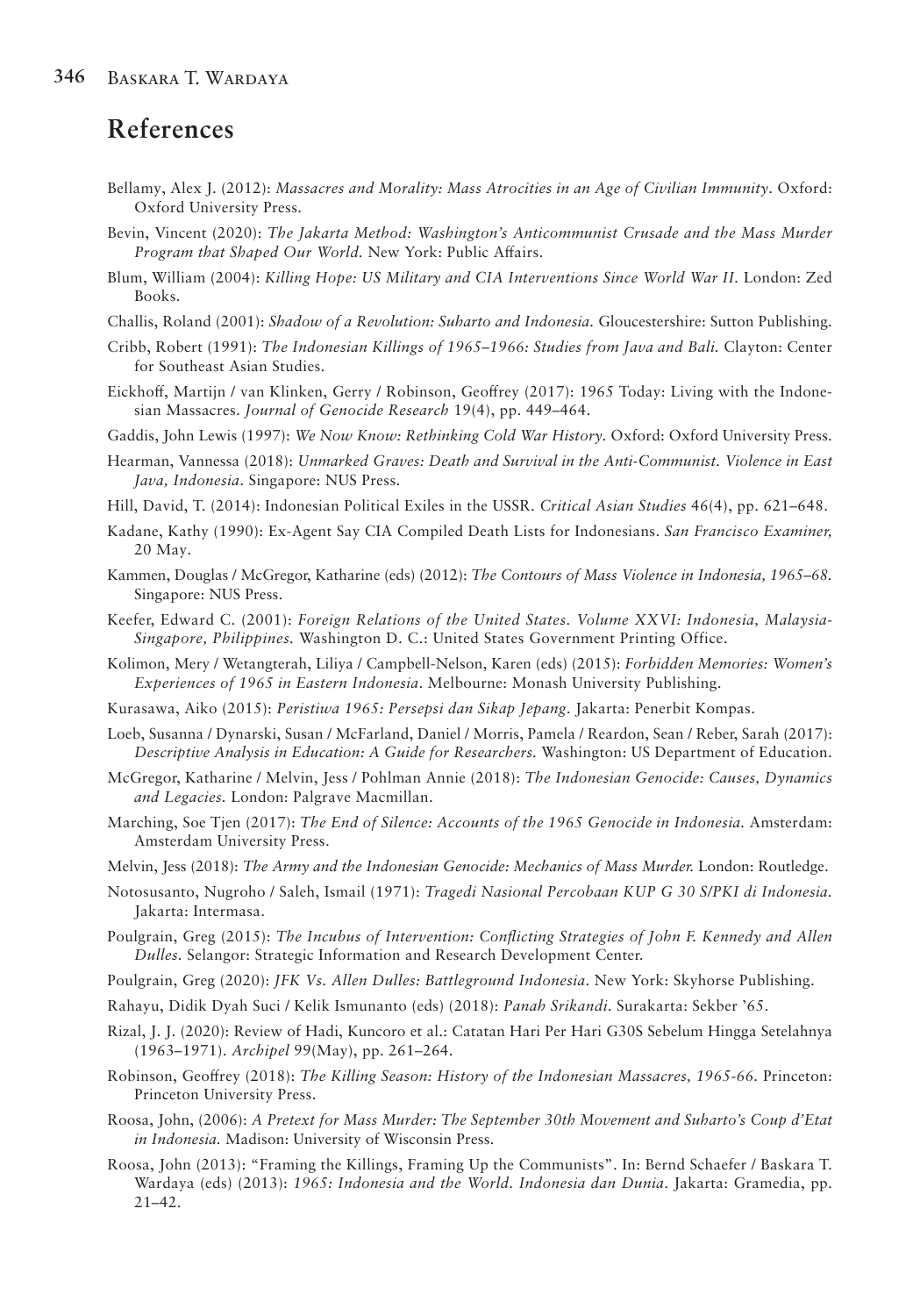## References

Bellamy, Alex J. (2012): *Massacres and Morality: Mass Atrocities in an Age of Civilian Immunity*. Oxford: Oxford University Press.

Bevin, Vincent (2020): *The Jakarta Method: Washington's Anticommunist Crusade and the Mass Murder Program that Shaped Our World.* New York: Public Affairs.

Blum, William (2004): *Killing Hope: US Military and CIA Interventions Since World War II.* London: Zed Books.

Challis, Roland (2001): *Shadow of a Revolution: Suharto and Indonesia.* Gloucestershire: Sutton Publishing.

Cribb, Robert (1991): *The Indonesian Killings of 1965–1966: Studies from Java and Bali.* Clayton: Center for Southeast Asian Studies.

Eickhoff, Martijn / van Klinken, Gerry / Robinson, Geoffrey (2017): 1965 Today: Living with the Indonesian Massacres. *Journal of Genocide Research* 19(4), pp. 449–464.

Gaddis, John Lewis (1997): *We Now Know: Rethinking Cold War History.* Oxford: Oxford University Press.

Hearman, Vannessa (2018): *Unmarked Graves: Death and Survival in the Anti-Communist. Violence in East Java, Indonesia*. Singapore: NUS Press.

Hill, David, T. (2014): Indonesian Political Exiles in the USSR. *Critical Asian Studies* 46(4), pp. 621–648.

Kadane, Kathy (1990): Ex-Agent Say CIA Compiled Death Lists for Indonesians. *San Francisco Examiner,* 20 May.

Kammen, Douglas / McGregor, Katharine (eds) (2012): *The Contours of Mass Violence in Indonesia, 1965–68.* Singapore: NUS Press.

Keefer, Edward C. (2001): *Foreign Relations of the United States. Volume XXVI: Indonesia, Malaysia-Singapore, Philippines.* Washington D. C.: United States Government Printing Office.

Kolimon, Mery / Wetangterah, Liliya / Campbell-Nelson, Karen (eds) (2015): *Forbidden Memories: Women's Experiences of 1965 in Eastern Indonesia*. Melbourne: Monash University Publishing.

Kurasawa, Aiko (2015): *Peristiwa 1965: Persepsi dan Sikap Jepang.* Jakarta: Penerbit Kompas.

Loeb, Susanna / Dynarski, Susan / McFarland, Daniel / Morris, Pamela / Reardon, Sean / Reber, Sarah (2017): *Descriptive Analysis in Education: A Guide for Researchers.* Washington: US Department of Education.

McGregor, Katharine / Melvin, Jess / Pohlman Annie (2018): *The Indonesian Genocide: Causes, Dynamics and Legacies.* London: Palgrave Macmillan.

Marching, Soe Tjen (2017): *The End of Silence: Accounts of the 1965 Genocide in Indonesia.* Amsterdam: Amsterdam University Press.

Melvin, Jess (2018): *The Army and the Indonesian Genocide: Mechanics of Mass Murder.* London: Routledge.

Notosusanto, Nugroho / Saleh, Ismail (1971): *Tragedi Nasional Percobaan KUP G 30 S/PKI di Indonesia.* Jakarta: Intermasa.

Poulgrain, Greg (2015): *The Incubus of Intervention: Conflicting Strategies of John F. Kennedy and Allen Dulles.* Selangor: Strategic Information and Research Development Center.

Poulgrain, Greg (2020): *JFK Vs. Allen Dulles: Battleground Indonesia*. New York: Skyhorse Publishing.

Rahayu, Didik Dyah Suci / Kelik Ismunanto (eds) (2018): *Panah Srikandi.* Surakarta: Sekber '65.

Rizal, J. J. (2020): Review of Hadi, Kuncoro et al.: Catatan Hari Per Hari G30S Sebelum Hingga Setelahnya (1963–1971). *Archipel* 99(May), pp. 261–264.

Robinson, Geoffrey (2018): *The Killing Season: History of the Indonesian Massacres, 1965-66.* Princeton: Princeton University Press.

Roosa, John, (2006): *A Pretext for Mass Murder: The September 30th Movement and Suharto's Coup d'Etat in Indonesia.* Madison: University of Wisconsin Press.

Roosa, John (2013): "Framing the Killings, Framing Up the Communists". In: Bernd Schaefer / Baskara T. Wardaya (eds) (2013): *1965: Indonesia and the World. Indonesia dan Dunia*. Jakarta: Gramedia, pp. 21–42.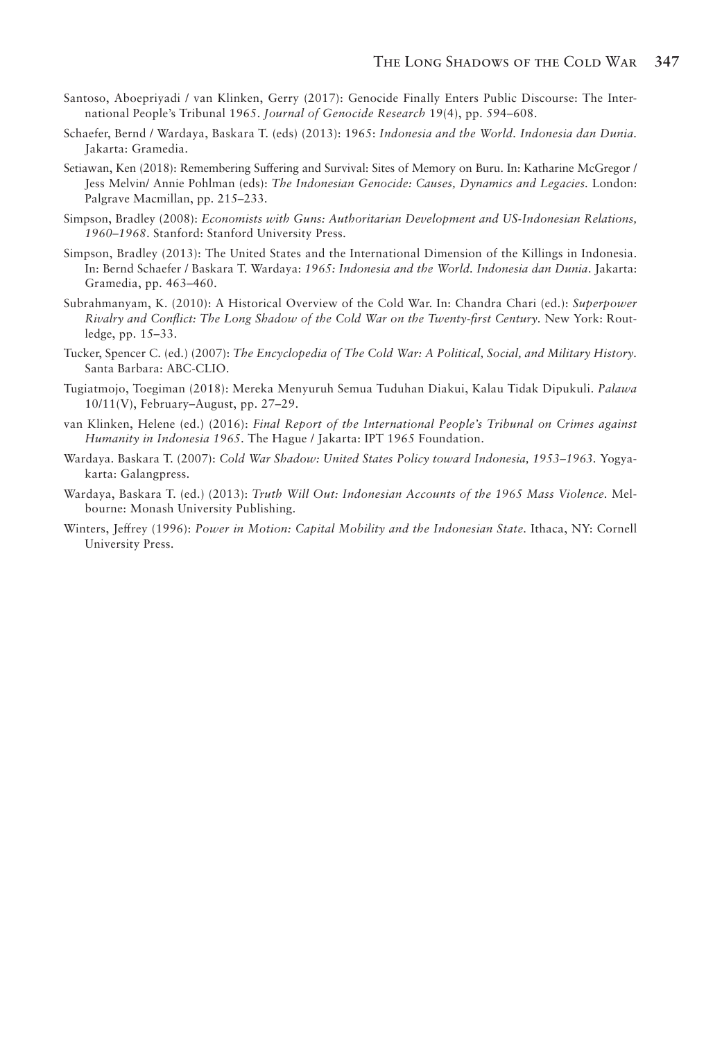Santoso, Aboepriyadi / van Klinken, Gerry (2017): Genocide Finally Enters Public Discourse: The International People's Tribunal 1965. *Journal of Genocide Research* 19(4), pp. 594–608.

Schaefer, Bernd / Wardaya, Baskara T. (eds) (2013): 1965: *Indonesia and the World. Indonesia dan Dunia.* Jakarta: Gramedia.

Setiawan, Ken (2018): Remembering Suffering and Survival: Sites of Memory on Buru. In: Katharine McGregor / Jess Melvin/ Annie Pohlman (eds): *The Indonesian Genocide: Causes, Dynamics and Legacies.* London: Palgrave Macmillan, pp. 215–233.

Simpson, Bradley (2008): *Economists with Guns: Authoritarian Development and US-Indonesian Relations, 1960–1968*. Stanford: Stanford University Press.

Simpson, Bradley (2013): The United States and the International Dimension of the Killings in Indonesia. In: Bernd Schaefer / Baskara T. Wardaya: *1965: Indonesia and the World. Indonesia dan Dunia*. Jakarta: Gramedia, pp. 463–460.

Subrahmanyam, K. (2010): A Historical Overview of the Cold War. In: Chandra Chari (ed.): *Superpower Rivalry and Conflict: The Long Shadow of the Cold War on the Twenty-first Century.* New York: Routledge, pp. 15–33.

Tucker, Spencer C. (ed.) (2007): *The Encyclopedia of The Cold War: A Political, Social, and Military History.* Santa Barbara: ABC-CLIO.

Tugiatmojo, Toegiman (2018): Mereka Menyuruh Semua Tuduhan Diakui, Kalau Tidak Dipukuli. *Palawa* 10/11(V), February–August, pp. 27–29.

van Klinken, Helene (ed.) (2016): *Final Report of the International People's Tribunal on Crimes against Humanity in Indonesia 1965.* The Hague / Jakarta: IPT 1965 Foundation.

Wardaya. Baskara T. (2007): *Cold War Shadow: United States Policy toward Indonesia, 1953–1963.* Yogyakarta: Galangpress.

Wardaya, Baskara T. (ed.) (2013): *Truth Will Out: Indonesian Accounts of the 1965 Mass Violence.* Melbourne: Monash University Publishing.

Winters, Jeffrey (1996): *Power in Motion: Capital Mobility and the Indonesian State.* Ithaca, NY: Cornell University Press.